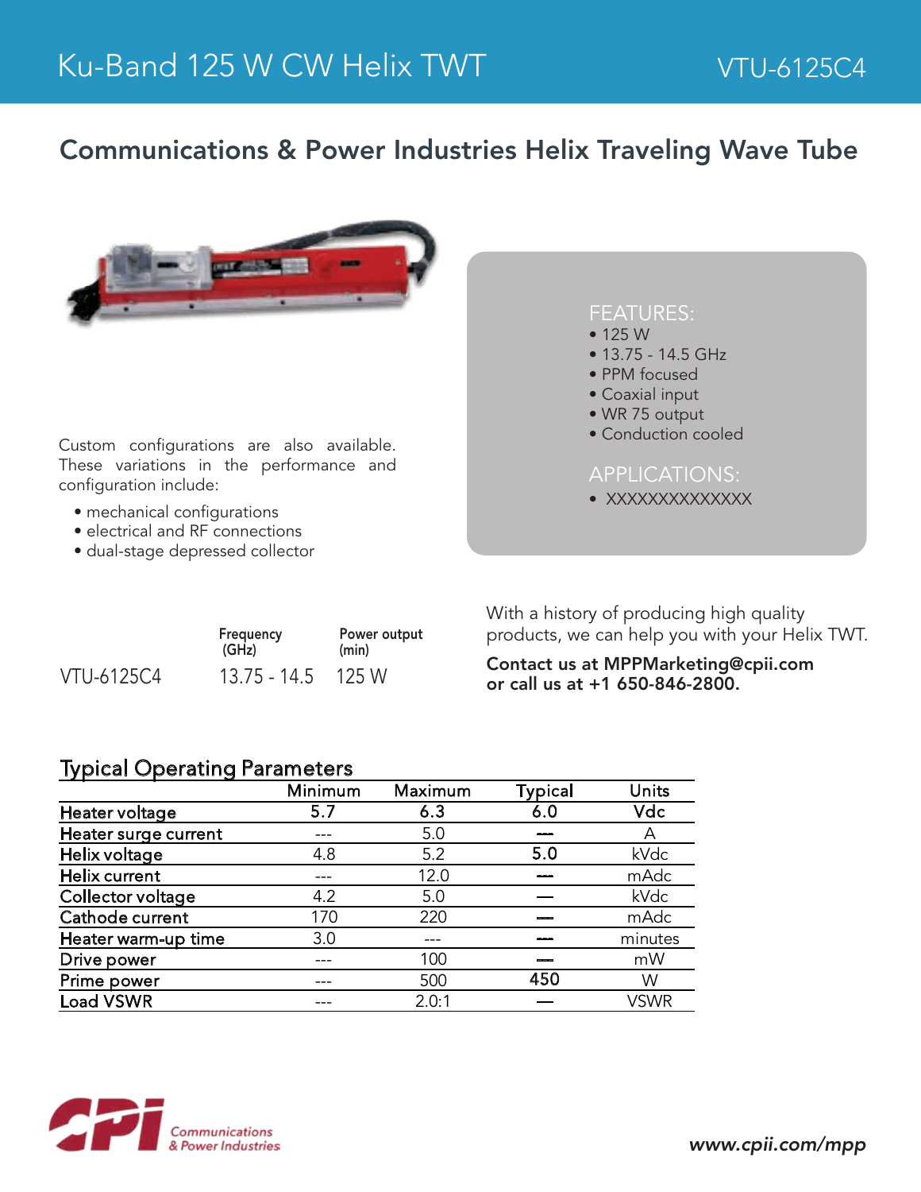# Ku-Band 125 W CW Helix TWT

VTU-6125C4

## Communications & Power Industries Helix Traveling Wave Tube

Custom configurations are also available. These variations in the performance and configuration include:

- mechanical configurations
- electrical and RF connections
- dual-stage depressed collector

FEATURES:

- 125 W
- 13.75 - 14.5 GHz
- PPM focused
- Coaxial input
- WR 75 output
- Conduction cooled

APPLICATIONS:

- XXXXXXXXXXXXXX

| | Frequency (GHz) | Power output (min) |
|---|---|---|
| VTU-6125C4 | 13.75 - 14.5 | 125 W |

With a history of producing high quality products, we can help you with your Helix TWT.

**Contact us at MPPMarketing@cpii.com or call us at +1 650-846-2800.**

### Typical Operating Parameters

| | Minimum | Maximum | Typical | Units |
|---|---|---|---|---|
| Heater voltage | 5.7 | 6.3 | 6.0 | Vdc |
| Heater surge current | --- | 5.0 | --- | A |
| Helix voltage | 4.8 | 5.2 | 5.0 | kVdc |
| Helix current | --- | 12.0 | --- | mAdc |
| Collector voltage | 4.2 | 5.0 | — | kVdc |
| Cathode current | 170 | 220 | --- | mAdc |
| Heater warm-up time | 3.0 | --- | --- | minutes |
| Drive power | --- | 100 | --- | mW |
| Prime power | --- | 500 | 450 | W |
| Load VSWR | --- | 2.0:1 | — | VSWR |

Communications & Power Industries

www.cpii.com/mpp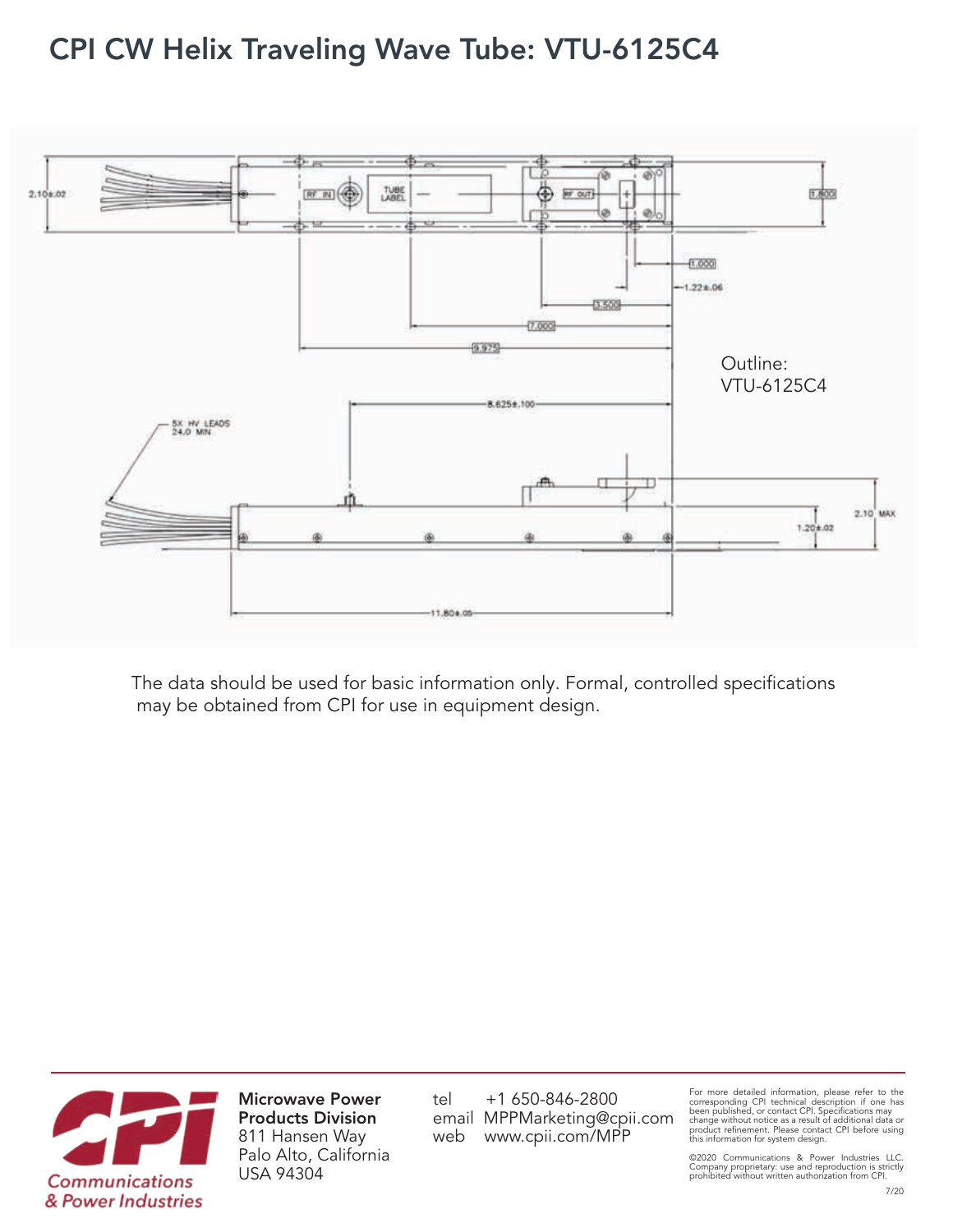# CPI CW Helix Traveling Wave Tube: VTU-6125C4

2.10±.02

RF IN

TUBE LABEL

RF OUT

1.600

1.000

1.22±.06

3.500

7.000

9.975

Outline:
VTU-6125C4

8.625±.100

5X HV LEADS
24.0 MIN

2.10 MAX

1.20±.02

11.80±.05

The data should be used for basic information only. Formal, controlled specifications may be obtained from CPI for use in equipment design.

Communications & Power Industries

**Microwave Power Products Division**
811 Hansen Way
Palo Alto, California
USA 94304

tel +1 650-846-2800
email MPPMarketing@cpii.com
web www.cpii.com/MPP

For more detailed information, please refer to the corresponding CPI technical description if one has been published, or contact CPI. Specifications may change without notice as a result of additional data or product refinement. Please contact CPI before using this information for system design.

©2020 Communications & Power Industries LLC. Company proprietary: use and reproduction is strictly prohibited without written authorization from CPI.

7/20